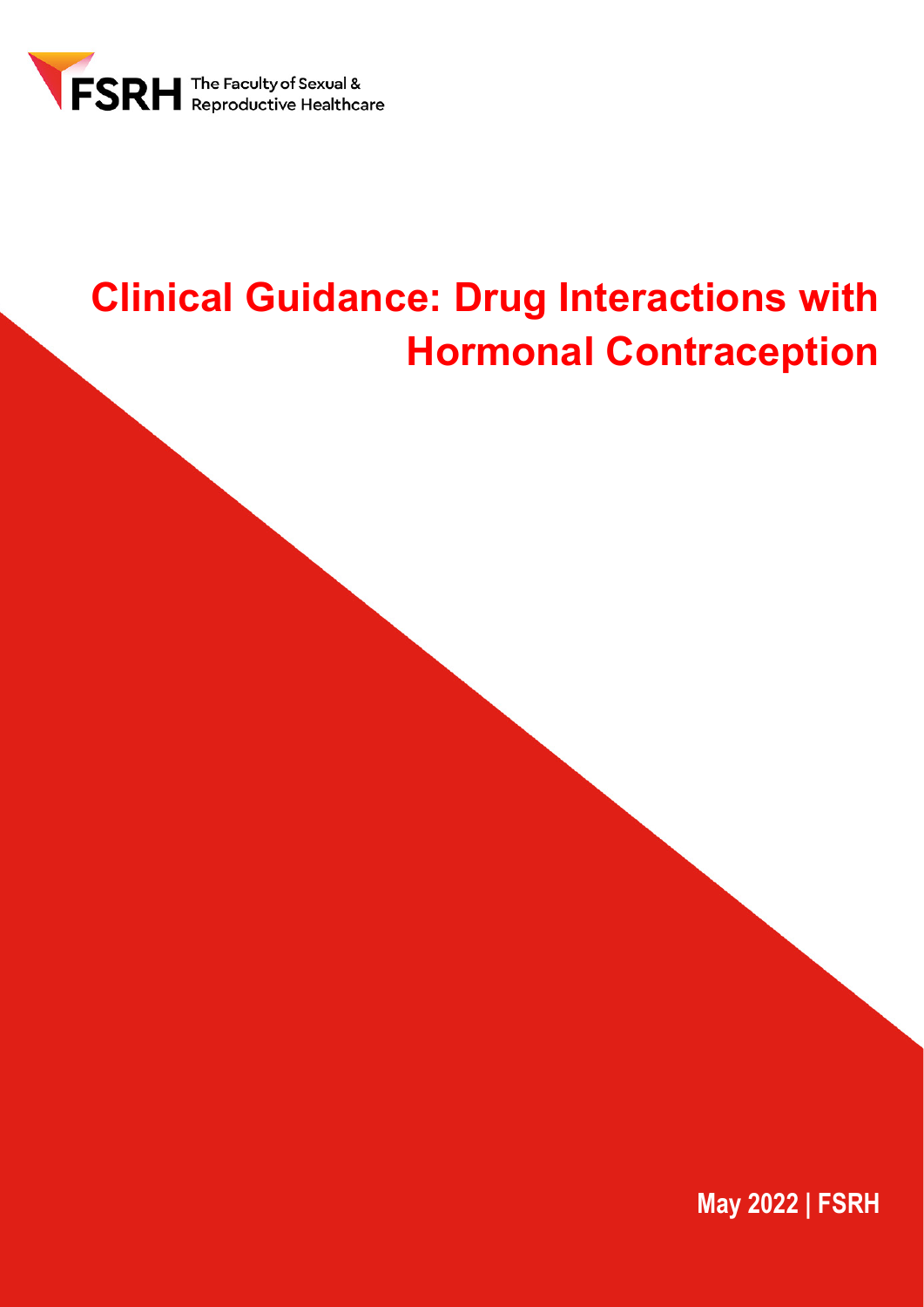FSRH The Faculty of Sexual & Reproductive Healthcare

# Clinical Guidance: Drug Interactions with Hormonal Contraception

**May 2022 | FSRH**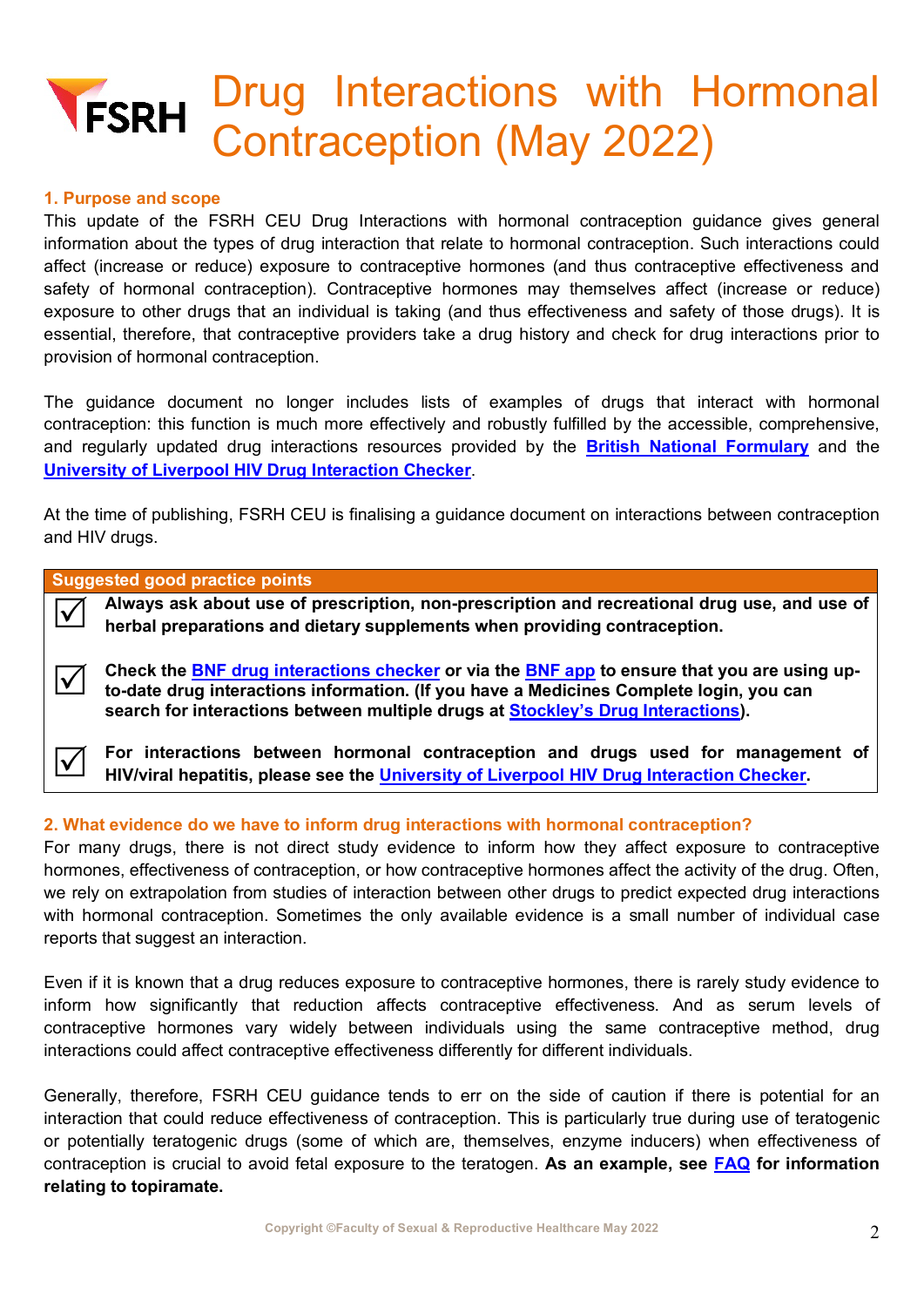# Drug Interactions with Hormonal Contraception (May 2022)

## 1. Purpose and scope

This update of the FSRH CEU Drug Interactions with hormonal contraception guidance gives general information about the types of drug interaction that relate to hormonal contraception. Such interactions could affect (increase or reduce) exposure to contraceptive hormones (and thus contraceptive effectiveness and safety of hormonal contraception). Contraceptive hormones may themselves affect (increase or reduce) exposure to other drugs that an individual is taking (and thus effectiveness and safety of those drugs). It is essential, therefore, that contraceptive providers take a drug history and check for drug interactions prior to provision of hormonal contraception.

The guidance document no longer includes lists of examples of drugs that interact with hormonal contraception: this function is much more effectively and robustly fulfilled by the accessible, comprehensive, and regularly updated drug interactions resources provided by the British National Formulary and the University of Liverpool HIV Drug Interaction Checker.

At the time of publishing, FSRH CEU is finalising a guidance document on interactions between contraception and HIV drugs.

**Suggested good practice points**

- ☑ **Always ask about use of prescription, non-prescription and recreational drug use, and use of herbal preparations and dietary supplements when providing contraception.**
- ☑ **Check the BNF drug interactions checker or via the BNF app to ensure that you are using up-to-date drug interactions information. (If you have a Medicines Complete login, you can search for interactions between multiple drugs at Stockley's Drug Interactions).**
- ☑ **For interactions between hormonal contraception and drugs used for management of HIV/viral hepatitis, please see the University of Liverpool HIV Drug Interaction Checker.**

## 2. What evidence do we have to inform drug interactions with hormonal contraception?

For many drugs, there is not direct study evidence to inform how they affect exposure to contraceptive hormones, effectiveness of contraception, or how contraceptive hormones affect the activity of the drug. Often, we rely on extrapolation from studies of interaction between other drugs to predict expected drug interactions with hormonal contraception. Sometimes the only available evidence is a small number of individual case reports that suggest an interaction.

Even if it is known that a drug reduces exposure to contraceptive hormones, there is rarely study evidence to inform how significantly that reduction affects contraceptive effectiveness. And as serum levels of contraceptive hormones vary widely between individuals using the same contraceptive method, drug interactions could affect contraceptive effectiveness differently for different individuals.

Generally, therefore, FSRH CEU guidance tends to err on the side of caution if there is potential for an interaction that could reduce effectiveness of contraception. This is particularly true during use of teratogenic or potentially teratogenic drugs (some of which are, themselves, enzyme inducers) when effectiveness of contraception is crucial to avoid fetal exposure to the teratogen. **As an example, see FAQ for information relating to topiramate.**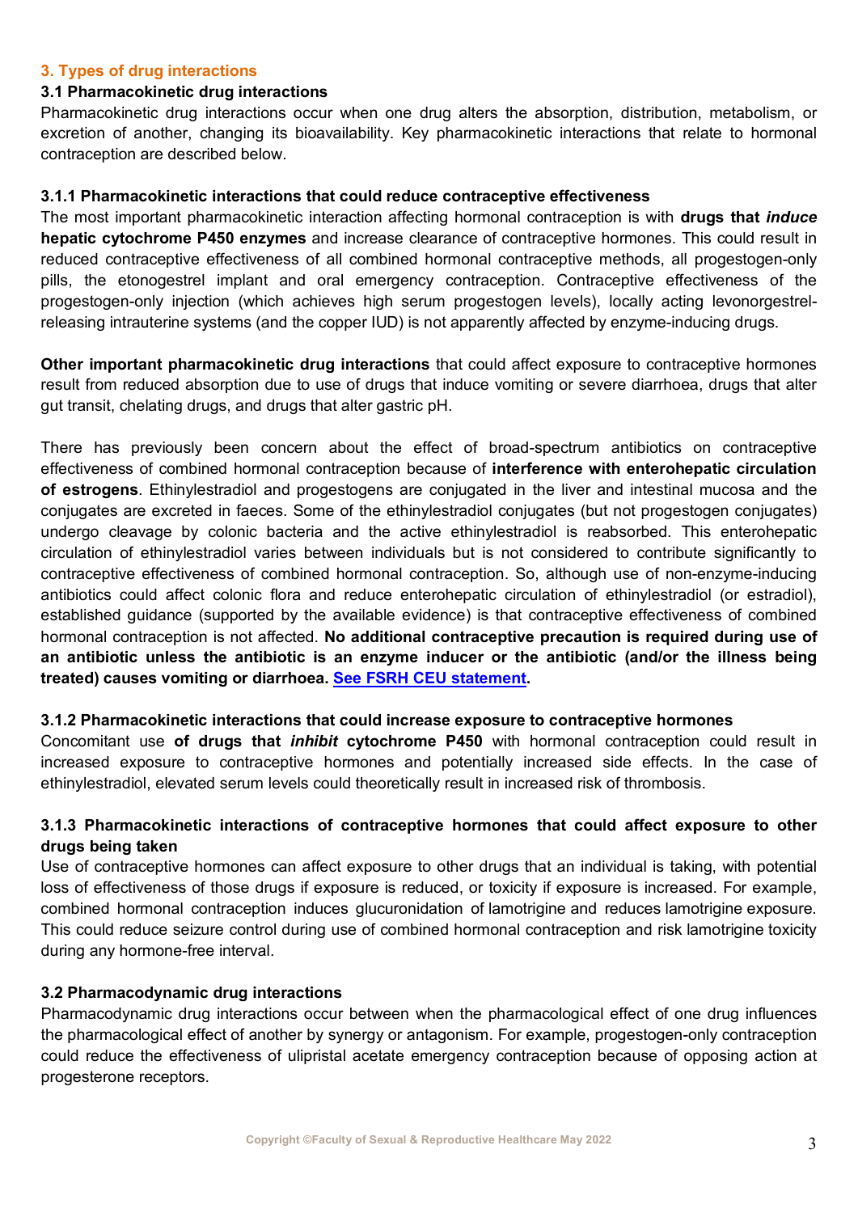## 3. Types of drug interactions

### 3.1 Pharmacokinetic drug interactions

Pharmacokinetic drug interactions occur when one drug alters the absorption, distribution, metabolism, or excretion of another, changing its bioavailability. Key pharmacokinetic interactions that relate to hormonal contraception are described below.

#### 3.1.1 Pharmacokinetic interactions that could reduce contraceptive effectiveness

The most important pharmacokinetic interaction affecting hormonal contraception is with **drugs that *induce* hepatic cytochrome P450 enzymes** and increase clearance of contraceptive hormones. This could result in reduced contraceptive effectiveness of all combined hormonal contraceptive methods, all progestogen-only pills, the etonogestrel implant and oral emergency contraception. Contraceptive effectiveness of the progestogen-only injection (which achieves high serum progestogen levels), locally acting levonorgestrel-releasing intrauterine systems (and the copper IUD) is not apparently affected by enzyme-inducing drugs.

**Other important pharmacokinetic drug interactions** that could affect exposure to contraceptive hormones result from reduced absorption due to use of drugs that induce vomiting or severe diarrhoea, drugs that alter gut transit, chelating drugs, and drugs that alter gastric pH.

There has previously been concern about the effect of broad-spectrum antibiotics on contraceptive effectiveness of combined hormonal contraception because of **interference with enterohepatic circulation of estrogens**. Ethinylestradiol and progestogens are conjugated in the liver and intestinal mucosa and the conjugates are excreted in faeces. Some of the ethinylestradiol conjugates (but not progestogen conjugates) undergo cleavage by colonic bacteria and the active ethinylestradiol is reabsorbed. This enterohepatic circulation of ethinylestradiol varies between individuals but is not considered to contribute significantly to contraceptive effectiveness of combined hormonal contraception. So, although use of non-enzyme-inducing antibiotics could affect colonic flora and reduce enterohepatic circulation of ethinylestradiol (or estradiol), established guidance (supported by the available evidence) is that contraceptive effectiveness of combined hormonal contraception is not affected. **No additional contraceptive precaution is required during use of an antibiotic unless the antibiotic is an enzyme inducer or the antibiotic (and/or the illness being treated) causes vomiting or diarrhoea. See FSRH CEU statement.**

#### 3.1.2 Pharmacokinetic interactions that could increase exposure to contraceptive hormones

Concomitant use **of drugs that *inhibit* cytochrome P450** with hormonal contraception could result in increased exposure to contraceptive hormones and potentially increased side effects. In the case of ethinylestradiol, elevated serum levels could theoretically result in increased risk of thrombosis.

#### 3.1.3 Pharmacokinetic interactions of contraceptive hormones that could affect exposure to other drugs being taken

Use of contraceptive hormones can affect exposure to other drugs that an individual is taking, with potential loss of effectiveness of those drugs if exposure is reduced, or toxicity if exposure is increased. For example, combined hormonal contraception induces glucuronidation of lamotrigine and reduces lamotrigine exposure. This could reduce seizure control during use of combined hormonal contraception and risk lamotrigine toxicity during any hormone-free interval.

### 3.2 Pharmacodynamic drug interactions

Pharmacodynamic drug interactions occur between when the pharmacological effect of one drug influences the pharmacological effect of another by synergy or antagonism. For example, progestogen-only contraception could reduce the effectiveness of ulipristal acetate emergency contraception because of opposing action at progesterone receptors.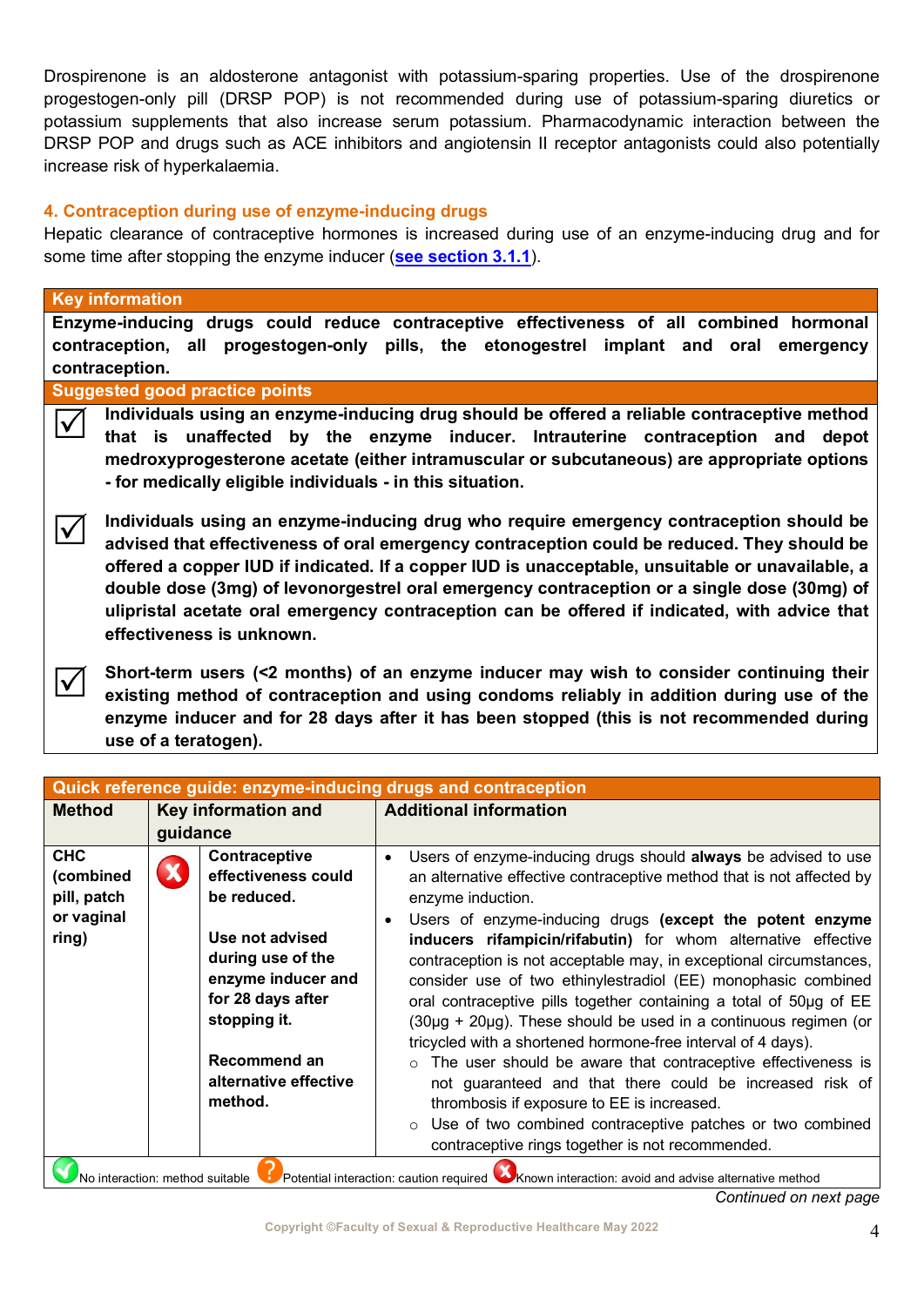Drospirenone is an aldosterone antagonist with potassium-sparing properties. Use of the drospirenone progestogen-only pill (DRSP POP) is not recommended during use of potassium-sparing diuretics or potassium supplements that also increase serum potassium. Pharmacodynamic interaction between the DRSP POP and drugs such as ACE inhibitors and angiotensin II receptor antagonists could also potentially increase risk of hyperkalaemia.

## 4. Contraception during use of enzyme-inducing drugs

Hepatic clearance of contraceptive hormones is increased during use of an enzyme-inducing drug and for some time after stopping the enzyme inducer (**see section 3.1.1**).

**Key information**

**Enzyme-inducing drugs could reduce contraceptive effectiveness of all combined hormonal contraception, all progestogen-only pills, the etonogestrel implant and oral emergency contraception.**

**Suggested good practice points**

☑ **Individuals using an enzyme-inducing drug should be offered a reliable contraceptive method that is unaffected by the enzyme inducer. Intrauterine contraception and depot medroxyprogesterone acetate (either intramuscular or subcutaneous) are appropriate options - for medically eligible individuals - in this situation.**

☑ **Individuals using an enzyme-inducing drug who require emergency contraception should be advised that effectiveness of oral emergency contraception could be reduced. They should be offered a copper IUD if indicated. If a copper IUD is unacceptable, unsuitable or unavailable, a double dose (3mg) of levonorgestrel oral emergency contraception or a single dose (30mg) of ulipristal acetate oral emergency contraception can be offered if indicated, with advice that effectiveness is unknown.**

☑ **Short-term users (<2 months) of an enzyme inducer may wish to consider continuing their existing method of contraception and using condoms reliably in addition during use of the enzyme inducer and for 28 days after it has been stopped (this is not recommended during use of a teratogen).**

**Quick reference guide: enzyme-inducing drugs and contraception**

| Method | Key information and guidance | | Additional information |
|---|---|---|---|
| **CHC (combined pill, patch or vaginal ring)** | ✗ | **Contraceptive effectiveness could be reduced.**<br><br>**Use not advised during use of the enzyme inducer and for 28 days after stopping it.**<br><br>**Recommend an alternative effective method.** | • Users of enzyme-inducing drugs should **always** be advised to use an alternative effective contraceptive method that is not affected by enzyme induction.<br>• Users of enzyme-inducing drugs **(except the potent enzyme inducers rifampicin/rifabutin)** for whom alternative effective contraception is not acceptable may, in exceptional circumstances, consider use of two ethinylestradiol (EE) monophasic combined oral contraceptive pills together containing a total of 50µg of EE (30µg + 20µg). These should be used in a continuous regimen (or tricycled with a shortened hormone-free interval of 4 days).<br>  ○ The user should be aware that contraceptive effectiveness is not guaranteed and that there could be increased risk of thrombosis if exposure to EE is increased.<br>  ○ Use of two combined contraceptive patches or two combined contraceptive rings together is not recommended. |

✓ No interaction: method suitable  ? Potential interaction: caution required  ✗ Known interaction: avoid and advise alternative method

*Continued on next page*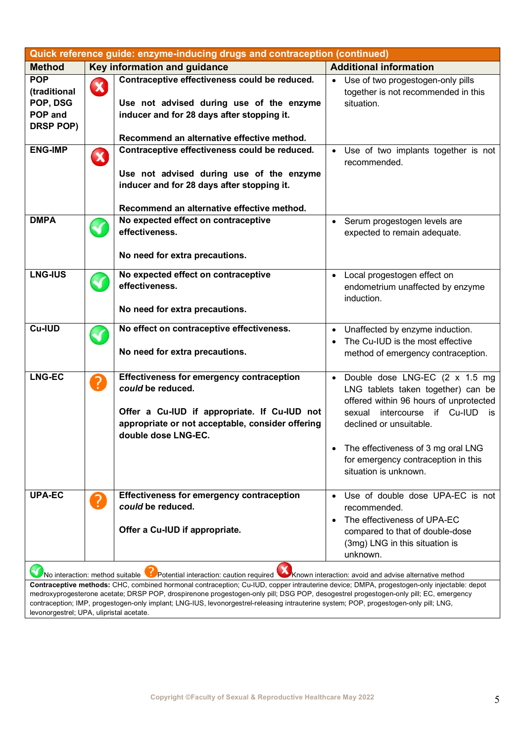| Quick reference guide: enzyme-inducing drugs and contraception (continued) | | | |
|---|---|---|---|
| **Method** | **Key information and guidance** | | **Additional information** |
| **POP (traditional POP, DSG POP and DRSP POP)** | ✗ | **Contraceptive effectiveness could be reduced.** <br><br> **Use not advised during use of the enzyme inducer and for 28 days after stopping it.** <br><br> **Recommend an alternative effective method.** | • Use of two progestogen-only pills together is not recommended in this situation. |
| **ENG-IMP** | ✗ | **Contraceptive effectiveness could be reduced.** <br><br> **Use not advised during use of the enzyme inducer and for 28 days after stopping it.** <br><br> **Recommend an alternative effective method.** | • Use of two implants together is not recommended. |
| **DMPA** | ✓ | **No expected effect on contraceptive effectiveness.** <br><br> **No need for extra precautions.** | • Serum progestogen levels are expected to remain adequate. |
| **LNG-IUS** | ✓ | **No expected effect on contraceptive effectiveness.** <br><br> **No need for extra precautions.** | • Local progestogen effect on endometrium unaffected by enzyme induction. |
| **Cu-IUD** | ✓ | **No effect on contraceptive effectiveness.** <br><br> **No need for extra precautions.** | • Unaffected by enzyme induction. <br> • The Cu-IUD is the most effective method of emergency contraception. |
| **LNG-EC** | ? | **Effectiveness for emergency contraception *could* be reduced.** <br><br> **Offer a Cu-IUD if appropriate. If Cu-IUD not appropriate or not acceptable, consider offering double dose LNG-EC.** | • Double dose LNG-EC (2 x 1.5 mg LNG tablets taken together) can be offered within 96 hours of unprotected sexual intercourse if Cu-IUD is declined or unsuitable. <br><br> • The effectiveness of 3 mg oral LNG for emergency contraception in this situation is unknown. |
| **UPA-EC** | ? | **Effectiveness for emergency contraception *could* be reduced.** <br><br> **Offer a Cu-IUD if appropriate.** | • Use of double dose UPA-EC is not recommended. <br> • The effectiveness of UPA-EC compared to that of double-dose (3mg) LNG in this situation is unknown. |

✓ No interaction: method suitable ? Potential interaction: caution required ✗ Known interaction: avoid and advise alternative method

**Contraceptive methods:** CHC, combined hormonal contraception; Cu-IUD, copper intrauterine device; DMPA, progestogen-only injectable: depot medroxyprogesterone acetate; DRSP POP, drospirenone progestogen-only pill; DSG POP, desogestrel progestogen-only pill; EC, emergency contraception; IMP, progestogen-only implant; LNG-IUS, levonorgestrel-releasing intrauterine system; POP, progestogen-only pill; LNG, levonorgestrel; UPA, ulipristal acetate.

Copyright ©Faculty of Sexual & Reproductive Healthcare May 2022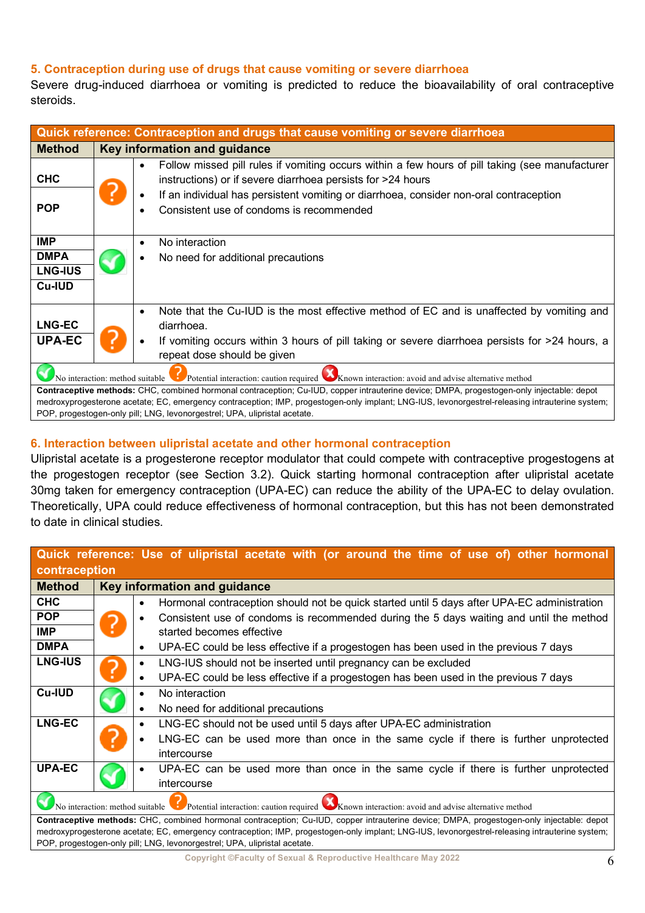## 5. Contraception during use of drugs that cause vomiting or severe diarrhoea

Severe drug-induced diarrhoea or vomiting is predicted to reduce the bioavailability of oral contraceptive steroids.

| Quick reference: Contraception and drugs that cause vomiting or severe diarrhoea | | |
|---|---|---|
| **Method** | | **Key information and guidance** |
| **CHC**<br>**POP** | Potential interaction: caution required | • Follow missed pill rules if vomiting occurs within a few hours of pill taking (see manufacturer instructions) or if severe diarrhoea persists for >24 hours<br>• If an individual has persistent vomiting or diarrhoea, consider non-oral contraception<br>• Consistent use of condoms is recommended |
| **IMP**<br>**DMPA**<br>**LNG-IUS**<br>**Cu-IUD** | No interaction: method suitable | • No interaction<br>• No need for additional precautions |
| **LNG-EC**<br>**UPA-EC** | Potential interaction: caution required | • Note that the Cu-IUD is the most effective method of EC and is unaffected by vomiting and diarrhoea.<br>• If vomiting occurs within 3 hours of pill taking or severe diarrhoea persists for >24 hours, a repeat dose should be given |

No interaction: method suitable; Potential interaction: caution required; Known interaction: avoid and advise alternative method

**Contraceptive methods:** CHC, combined hormonal contraception; Cu-IUD, copper intrauterine device; DMPA, progestogen-only injectable: depot medroxyprogesterone acetate; EC, emergency contraception; IMP, progestogen-only implant; LNG-IUS, levonorgestrel-releasing intrauterine system; POP, progestogen-only pill; LNG, levonorgestrel; UPA, ulipristal acetate.

## 6. Interaction between ulipristal acetate and other hormonal contraception

Ulipristal acetate is a progesterone receptor modulator that could compete with contraceptive progestogens at the progestogen receptor (see Section 3.2). Quick starting hormonal contraception after ulipristal acetate 30mg taken for emergency contraception (UPA-EC) can reduce the ability of the UPA-EC to delay ovulation. Theoretically, UPA could reduce effectiveness of hormonal contraception, but this has not been demonstrated to date in clinical studies.

| Quick reference: Use of ulipristal acetate with (or around the time of use of) other hormonal contraception | | |
|---|---|---|
| **Method** | | **Key information and guidance** |
| **CHC**<br>**POP**<br>**IMP**<br>**DMPA** | Potential interaction: caution required | • Hormonal contraception should not be quick started until 5 days after UPA-EC administration<br>• Consistent use of condoms is recommended during the 5 days waiting and until the method started becomes effective<br>• UPA-EC could be less effective if a progestogen has been used in the previous 7 days |
| **LNG-IUS** | Potential interaction: caution required | • LNG-IUS should not be inserted until pregnancy can be excluded<br>• UPA-EC could be less effective if a progestogen has been used in the previous 7 days |
| **Cu-IUD** | No interaction: method suitable | • No interaction<br>• No need for additional precautions |
| **LNG-EC** | Potential interaction: caution required | • LNG-EC should not be used until 5 days after UPA-EC administration<br>• LNG-EC can be used more than once in the same cycle if there is further unprotected intercourse |
| **UPA-EC** | No interaction: method suitable | • UPA-EC can be used more than once in the same cycle if there is further unprotected intercourse |

No interaction: method suitable; Potential interaction: caution required; Known interaction: avoid and advise alternative method

**Contraceptive methods:** CHC, combined hormonal contraception; Cu-IUD, copper intrauterine device; DMPA, progestogen-only injectable: depot medroxyprogesterone acetate; EC, emergency contraception; IMP, progestogen-only implant; LNG-IUS, levonorgestrel-releasing intrauterine system; POP, progestogen-only pill; LNG, levonorgestrel; UPA, ulipristal acetate.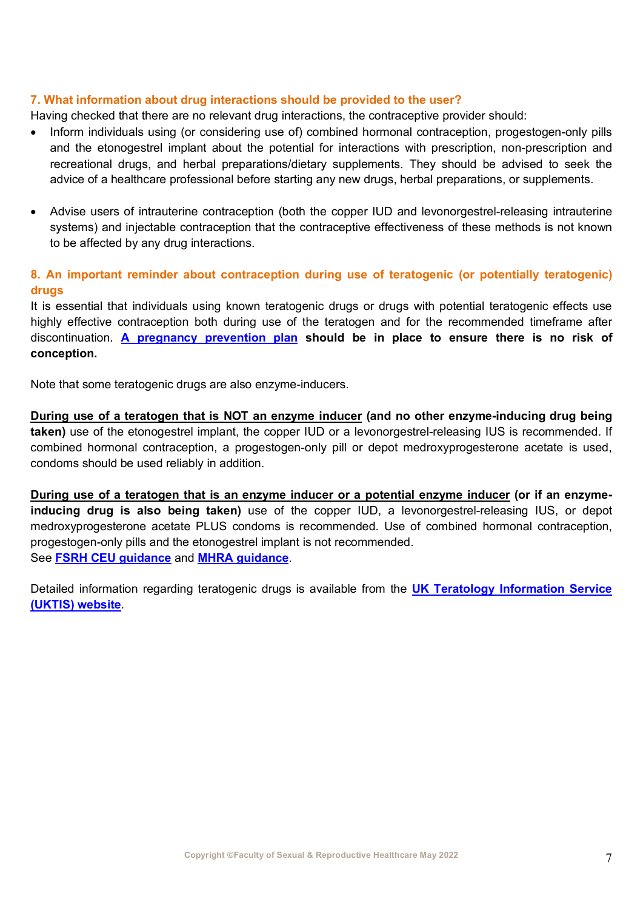## 7. What information about drug interactions should be provided to the user?

Having checked that there are no relevant drug interactions, the contraceptive provider should:

- Inform individuals using (or considering use of) combined hormonal contraception, progestogen-only pills and the etonogestrel implant about the potential for interactions with prescription, non-prescription and recreational drugs, and herbal preparations/dietary supplements. They should be advised to seek the advice of a healthcare professional before starting any new drugs, herbal preparations, or supplements.

- Advise users of intrauterine contraception (both the copper IUD and levonorgestrel-releasing intrauterine systems) and injectable contraception that the contraceptive effectiveness of these methods is not known to be affected by any drug interactions.

## 8. An important reminder about contraception during use of teratogenic (or potentially teratogenic) drugs

It is essential that individuals using known teratogenic drugs or drugs with potential teratogenic effects use highly effective contraception both during use of the teratogen and for the recommended timeframe after discontinuation. **A pregnancy prevention plan should be in place to ensure there is no risk of conception.**

Note that some teratogenic drugs are also enzyme-inducers.

**During use of a teratogen that is NOT an enzyme inducer (and no other enzyme-inducing drug being taken)** use of the etonogestrel implant, the copper IUD or a levonorgestrel-releasing IUS is recommended. If combined hormonal contraception, a progestogen-only pill or depot medroxyprogesterone acetate is used, condoms should be used reliably in addition.

**During use of a teratogen that is an enzyme inducer or a potential enzyme inducer (or if an enzyme-inducing drug is also being taken)** use of the copper IUD, a levonorgestrel-releasing IUS, or depot medroxyprogesterone acetate PLUS condoms is recommended. Use of combined hormonal contraception, progestogen-only pills and the etonogestrel implant is not recommended.
See **FSRH CEU guidance** and **MHRA guidance**.

Detailed information regarding teratogenic drugs is available from the **UK Teratology Information Service (UKTIS) website**.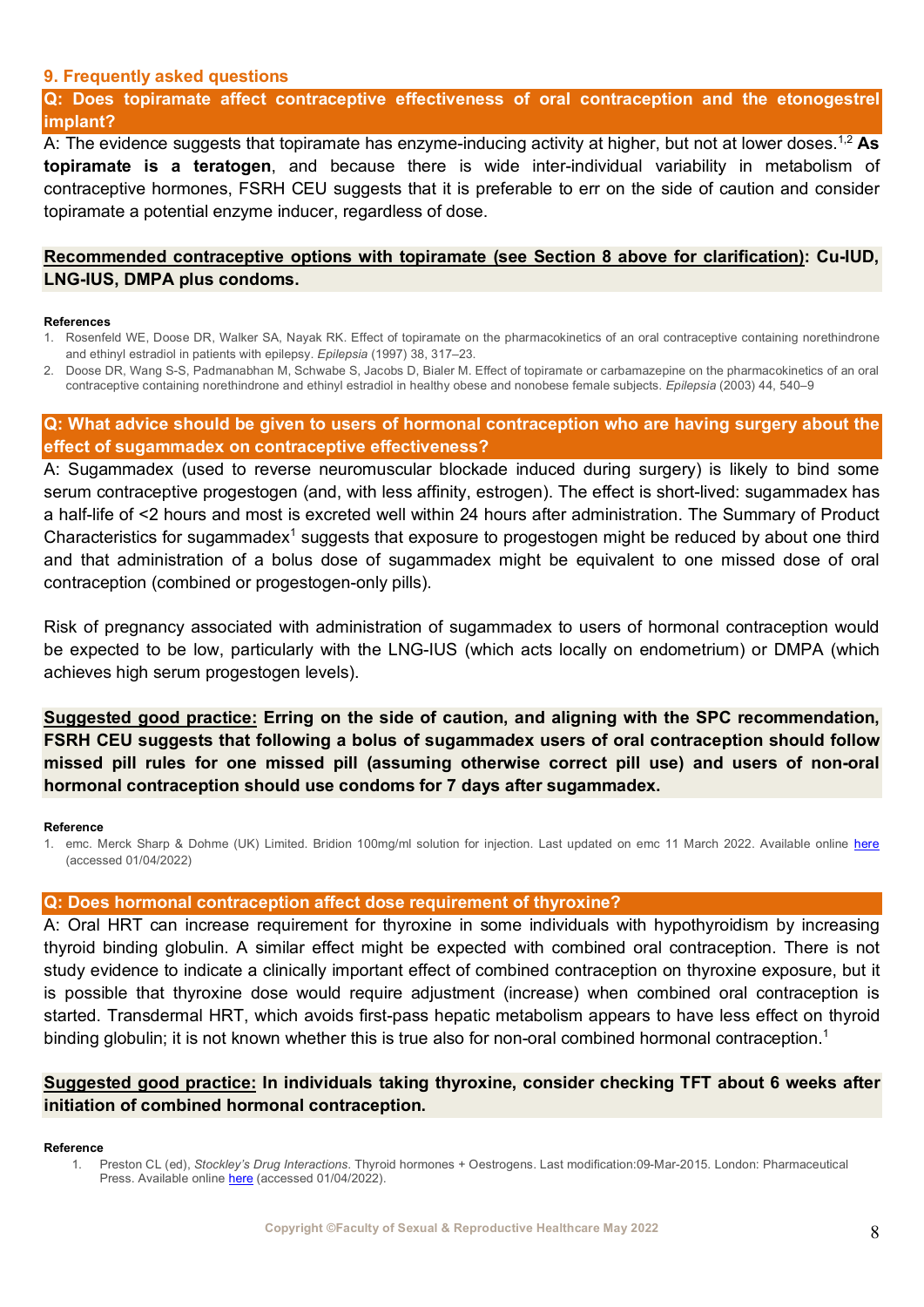## 9. Frequently asked questions

### Q: Does topiramate affect contraceptive effectiveness of oral contraception and the etonogestrel implant?

A: The evidence suggests that topiramate has enzyme-inducing activity at higher, but not at lower doses.[1,2] **As topiramate is a teratogen**, and because there is wide inter-individual variability in metabolism of contraceptive hormones, FSRH CEU suggests that it is preferable to err on the side of caution and consider topiramate a potential enzyme inducer, regardless of dose.

**Recommended contraceptive options with topiramate (see Section 8 above for clarification): Cu-IUD, LNG-IUS, DMPA plus condoms.**

**References**

1. Rosenfeld WE, Doose DR, Walker SA, Nayak RK. Effect of topiramate on the pharmacokinetics of an oral contraceptive containing norethindrone and ethinyl estradiol in patients with epilepsy. *Epilepsia* (1997) 38, 317–23.
2. Doose DR, Wang S-S, Padmanabhan M, Schwabe S, Jacobs D, Bialer M. Effect of topiramate or carbamazepine on the pharmacokinetics of an oral contraceptive containing norethindrone and ethinyl estradiol in healthy obese and nonobese female subjects. *Epilepsia* (2003) 44, 540–9

### Q: What advice should be given to users of hormonal contraception who are having surgery about the effect of sugammadex on contraceptive effectiveness?

A: Sugammadex (used to reverse neuromuscular blockade induced during surgery) is likely to bind some serum contraceptive progestogen (and, with less affinity, estrogen). The effect is short-lived: sugammadex has a half-life of <2 hours and most is excreted well within 24 hours after administration. The Summary of Product Characteristics for sugammadex[1] suggests that exposure to progestogen might be reduced by about one third and that administration of a bolus dose of sugammadex might be equivalent to one missed dose of oral contraception (combined or progestogen-only pills).

Risk of pregnancy associated with administration of sugammadex to users of hormonal contraception would be expected to be low, particularly with the LNG-IUS (which acts locally on endometrium) or DMPA (which achieves high serum progestogen levels).

**Suggested good practice: Erring on the side of caution, and aligning with the SPC recommendation, FSRH CEU suggests that following a bolus of sugammadex users of oral contraception should follow missed pill rules for one missed pill (assuming otherwise correct pill use) and users of non-oral hormonal contraception should use condoms for 7 days after sugammadex.**

**Reference**

1. emc. Merck Sharp & Dohme (UK) Limited. Bridion 100mg/ml solution for injection. Last updated on emc 11 March 2022. Available online here (accessed 01/04/2022)

### Q: Does hormonal contraception affect dose requirement of thyroxine?

A: Oral HRT can increase requirement for thyroxine in some individuals with hypothyroidism by increasing thyroid binding globulin. A similar effect might be expected with combined oral contraception. There is not study evidence to indicate a clinically important effect of combined contraception on thyroxine exposure, but it is possible that thyroxine dose would require adjustment (increase) when combined oral contraception is started. Transdermal HRT, which avoids first-pass hepatic metabolism appears to have less effect on thyroid binding globulin; it is not known whether this is true also for non-oral combined hormonal contraception.[1]

**Suggested good practice: In individuals taking thyroxine, consider checking TFT about 6 weeks after initiation of combined hormonal contraception.**

**Reference**

1. Preston CL (ed), *Stockley's Drug Interactions*. Thyroid hormones + Oestrogens. Last modification:09-Mar-2015. London: Pharmaceutical Press. Available online here (accessed 01/04/2022).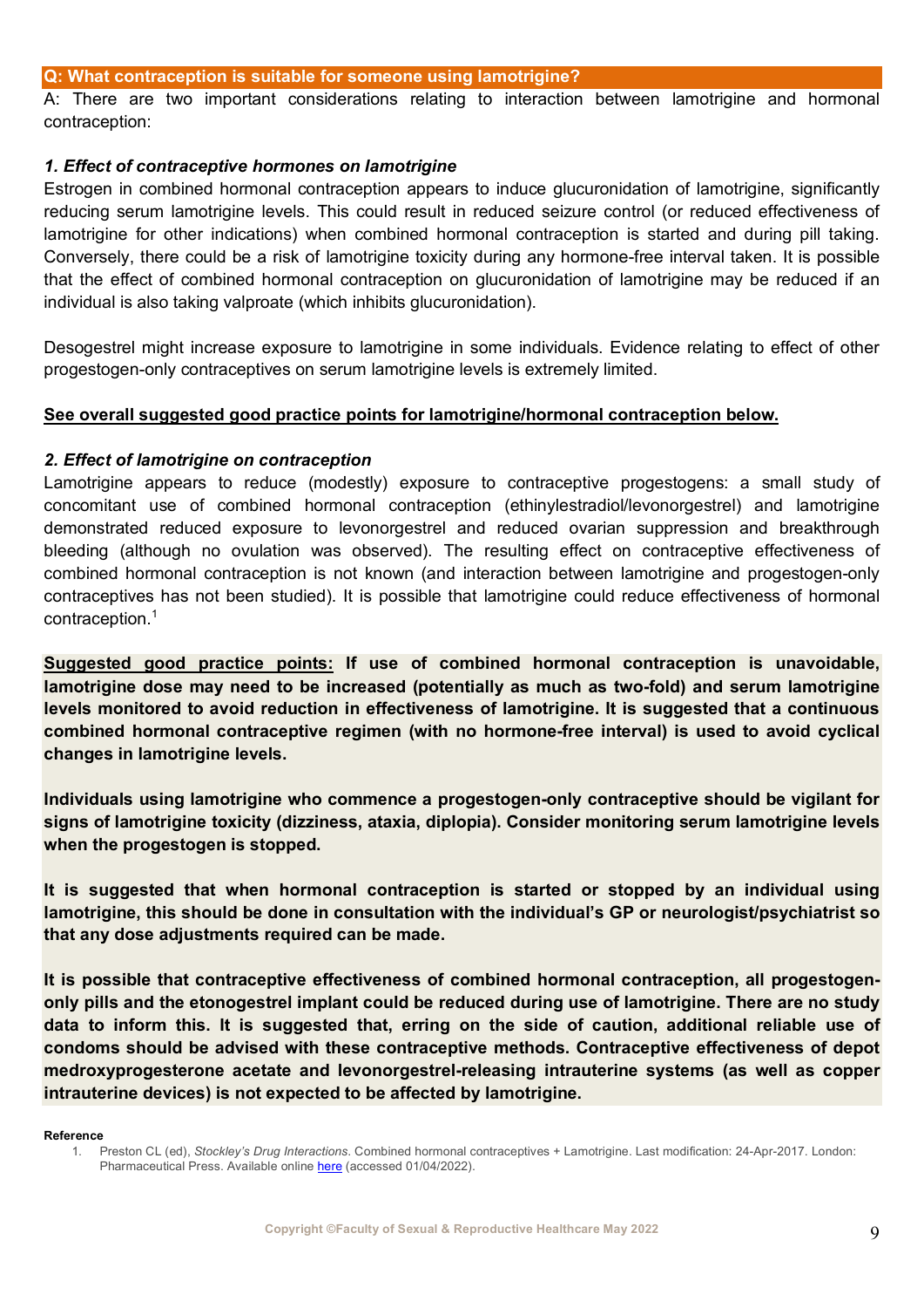**Q: What contraception is suitable for someone using lamotrigine?**

A: There are two important considerations relating to interaction between lamotrigine and hormonal contraception:

***1. Effect of contraceptive hormones on lamotrigine***

Estrogen in combined hormonal contraception appears to induce glucuronidation of lamotrigine, significantly reducing serum lamotrigine levels. This could result in reduced seizure control (or reduced effectiveness of lamotrigine for other indications) when combined hormonal contraception is started and during pill taking. Conversely, there could be a risk of lamotrigine toxicity during any hormone-free interval taken. It is possible that the effect of combined hormonal contraception on glucuronidation of lamotrigine may be reduced if an individual is also taking valproate (which inhibits glucuronidation).

Desogestrel might increase exposure to lamotrigine in some individuals. Evidence relating to effect of other progestogen-only contraceptives on serum lamotrigine levels is extremely limited.

**See overall suggested good practice points for lamotrigine/hormonal contraception below.**

***2. Effect of lamotrigine on contraception***

Lamotrigine appears to reduce (modestly) exposure to contraceptive progestogens: a small study of concomitant use of combined hormonal contraception (ethinylestradiol/levonorgestrel) and lamotrigine demonstrated reduced exposure to levonorgestrel and reduced ovarian suppression and breakthrough bleeding (although no ovulation was observed). The resulting effect on contraceptive effectiveness of combined hormonal contraception is not known (and interaction between lamotrigine and progestogen-only contraceptives has not been studied). It is possible that lamotrigine could reduce effectiveness of hormonal contraception.[1]

**Suggested good practice points: If use of combined hormonal contraception is unavoidable, lamotrigine dose may need to be increased (potentially as much as two-fold) and serum lamotrigine levels monitored to avoid reduction in effectiveness of lamotrigine. It is suggested that a continuous combined hormonal contraceptive regimen (with no hormone-free interval) is used to avoid cyclical changes in lamotrigine levels.**

**Individuals using lamotrigine who commence a progestogen-only contraceptive should be vigilant for signs of lamotrigine toxicity (dizziness, ataxia, diplopia). Consider monitoring serum lamotrigine levels when the progestogen is stopped.**

**It is suggested that when hormonal contraception is started or stopped by an individual using lamotrigine, this should be done in consultation with the individual's GP or neurologist/psychiatrist so that any dose adjustments required can be made.**

**It is possible that contraceptive effectiveness of combined hormonal contraception, all progestogen-only pills and the etonogestrel implant could be reduced during use of lamotrigine. There are no study data to inform this. It is suggested that, erring on the side of caution, additional reliable use of condoms should be advised with these contraceptive methods. Contraceptive effectiveness of depot medroxyprogesterone acetate and levonorgestrel-releasing intrauterine systems (as well as copper intrauterine devices) is not expected to be affected by lamotrigine.**

**Reference**

1. Preston CL (ed), *Stockley's Drug Interactions*. Combined hormonal contraceptives + Lamotrigine. Last modification: 24-Apr-2017. London: Pharmaceutical Press. Available online here (accessed 01/04/2022).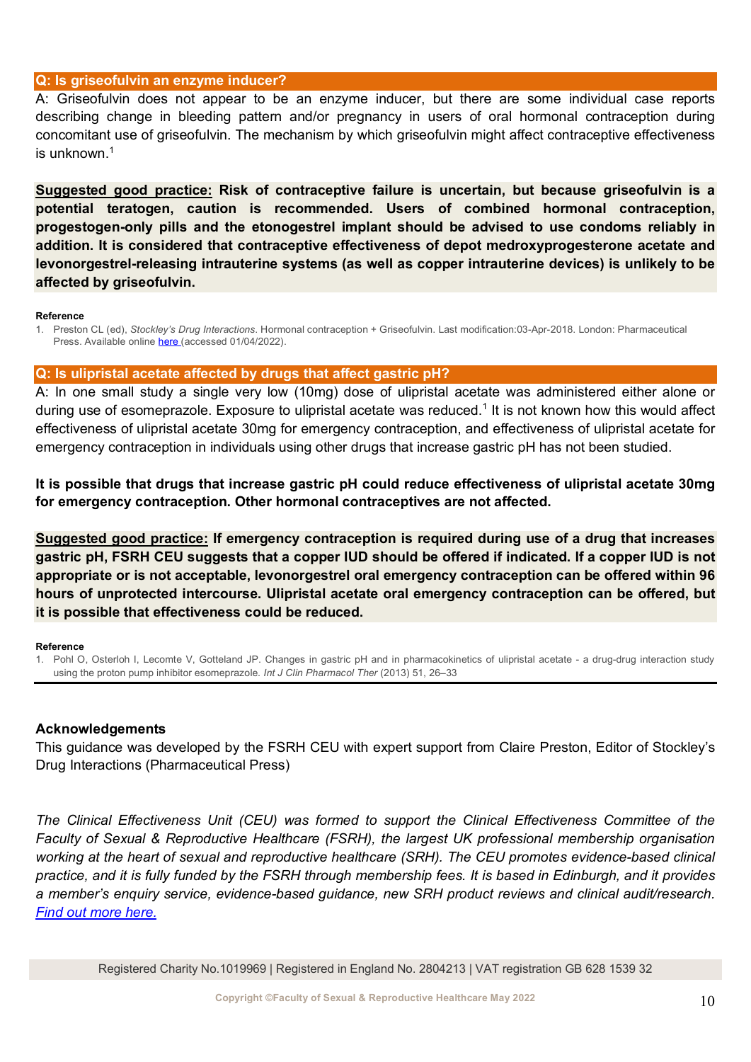### Q: Is griseofulvin an enzyme inducer?

A: Griseofulvin does not appear to be an enzyme inducer, but there are some individual case reports describing change in bleeding pattern and/or pregnancy in users of oral hormonal contraception during concomitant use of griseofulvin. The mechanism by which griseofulvin might affect contraceptive effectiveness is unknown.[1]

**Suggested good practice: Risk of contraceptive failure is uncertain, but because griseofulvin is a potential teratogen, caution is recommended. Users of combined hormonal contraception, progestogen-only pills and the etonogestrel implant should be advised to use condoms reliably in addition. It is considered that contraceptive effectiveness of depot medroxyprogesterone acetate and levonorgestrel-releasing intrauterine systems (as well as copper intrauterine devices) is unlikely to be affected by griseofulvin.**

**Reference**

1. Preston CL (ed), *Stockley's Drug Interactions*. Hormonal contraception + Griseofulvin. Last modification:03-Apr-2018. London: Pharmaceutical Press. Available online here (accessed 01/04/2022).

### Q: Is ulipristal acetate affected by drugs that affect gastric pH?

A: In one small study a single very low (10mg) dose of ulipristal acetate was administered either alone or during use of esomeprazole. Exposure to ulipristal acetate was reduced.[1] It is not known how this would affect effectiveness of ulipristal acetate 30mg for emergency contraception, and effectiveness of ulipristal acetate for emergency contraception in individuals using other drugs that increase gastric pH has not been studied.

**It is possible that drugs that increase gastric pH could reduce effectiveness of ulipristal acetate 30mg for emergency contraception. Other hormonal contraceptives are not affected.**

**Suggested good practice: If emergency contraception is required during use of a drug that increases gastric pH, FSRH CEU suggests that a copper IUD should be offered if indicated. If a copper IUD is not appropriate or is not acceptable, levonorgestrel oral emergency contraception can be offered within 96 hours of unprotected intercourse. Ulipristal acetate oral emergency contraception can be offered, but it is possible that effectiveness could be reduced.**

**Reference**

1. Pohl O, Osterloh I, Lecomte V, Gotteland JP. Changes in gastric pH and in pharmacokinetics of ulipristal acetate - a drug-drug interaction study using the proton pump inhibitor esomeprazole. *Int J Clin Pharmacol Ther* (2013) 51, 26–33

---

### Acknowledgements

This guidance was developed by the FSRH CEU with expert support from Claire Preston, Editor of Stockley's Drug Interactions (Pharmaceutical Press)

*The Clinical Effectiveness Unit (CEU) was formed to support the Clinical Effectiveness Committee of the Faculty of Sexual & Reproductive Healthcare (FSRH), the largest UK professional membership organisation working at the heart of sexual and reproductive healthcare (SRH). The CEU promotes evidence-based clinical practice, and it is fully funded by the FSRH through membership fees. It is based in Edinburgh, and it provides a member's enquiry service, evidence-based guidance, new SRH product reviews and clinical audit/research. Find out more here.*

Registered Charity No.1019969 | Registered in England No. 2804213 | VAT registration GB 628 1539 32

Copyright ©Faculty of Sexual & Reproductive Healthcare May 2022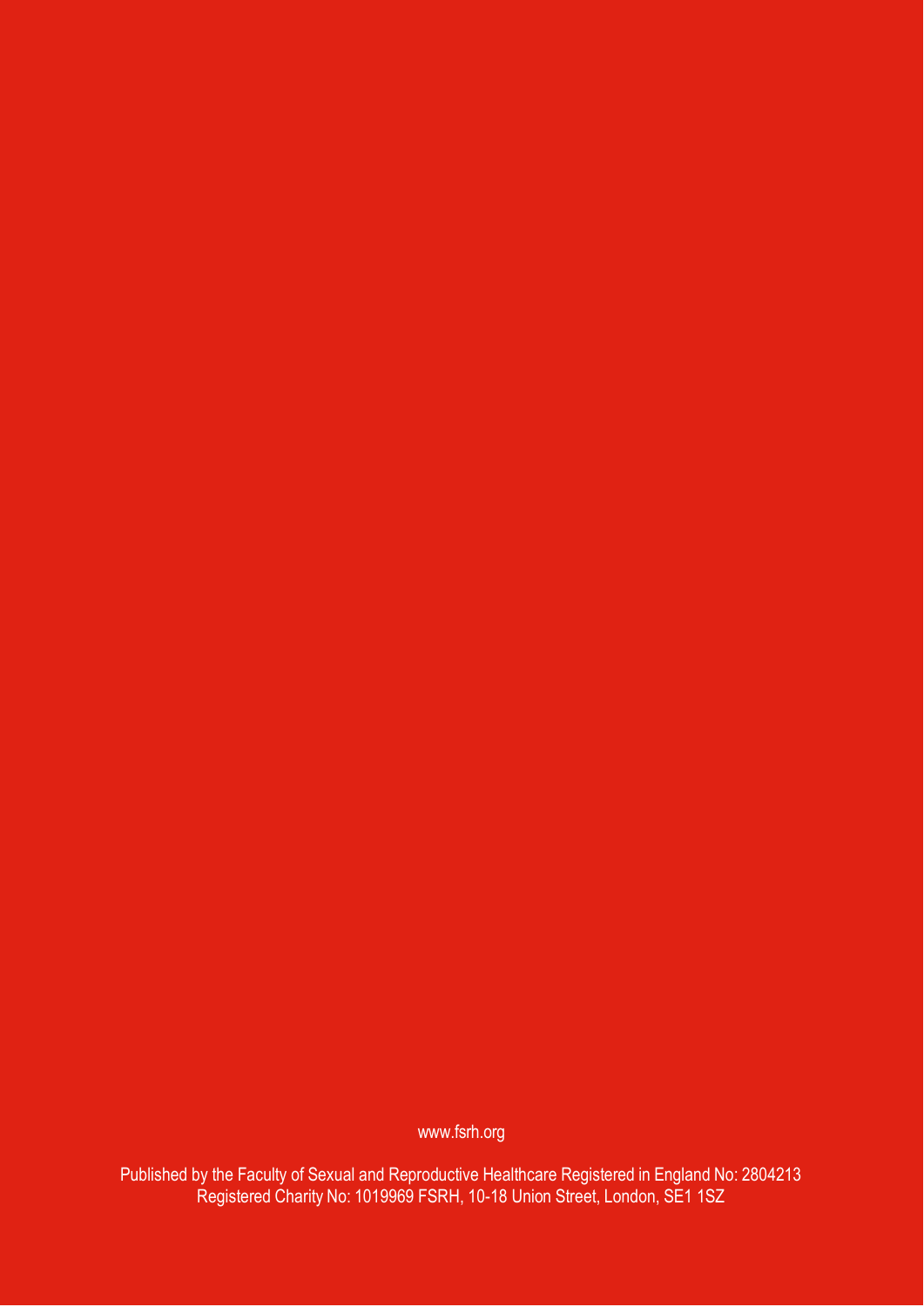www.fsrh.org

Published by the Faculty of Sexual and Reproductive Healthcare Registered in England No: 2804213
Registered Charity No: 1019969 FSRH, 10-18 Union Street, London, SE1 1SZ